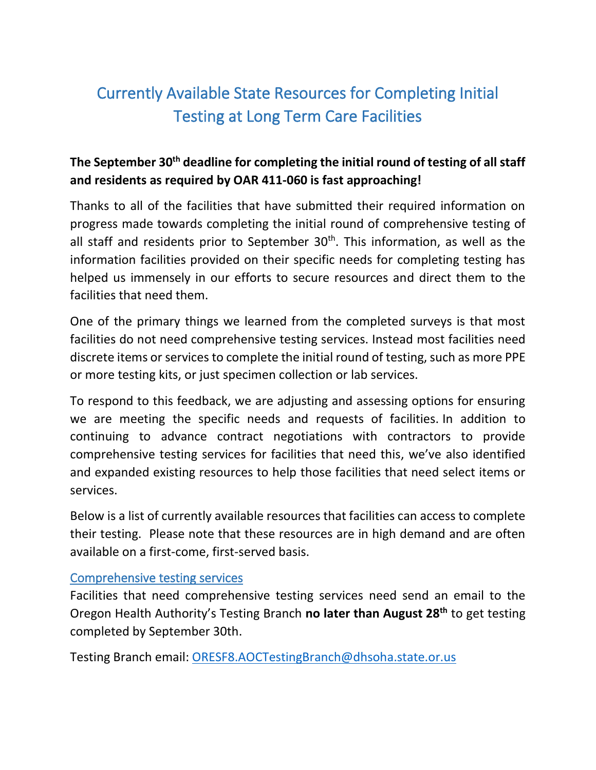# Currently Available State Resources for Completing Initial Testing at Long Term Care Facilities

**The September 30th deadline for completing the initial round of testing of all staff and residents as required by OAR 411-060 is fast approaching!**

Thanks to all of the facilities that have submitted their required information on progress made towards completing the initial round of comprehensive testing of all staff and residents prior to September 30th. This information, as well as the information facilities provided on their specific needs for completing testing has helped us immensely in our efforts to secure resources and direct them to the facilities that need them.

One of the primary things we learned from the completed surveys is that most facilities do not need comprehensive testing services. Instead most facilities need discrete items or services to complete the initial round of testing, such as more PPE or more testing kits, or just specimen collection or lab services.

To respond to this feedback, we are adjusting and assessing options for ensuring we are meeting the specific needs and requests of facilities. In addition to continuing to advance contract negotiations with contractors to provide comprehensive testing services for facilities that need this, we've also identified and expanded existing resources to help those facilities that need select items or services.

Below is a list of currently available resources that facilities can access to complete their testing. Please note that these resources are in high demand and are often available on a first-come, first-served basis.

## Comprehensive testing services

Facilities that need comprehensive testing services need send an email to the Oregon Health Authority's Testing Branch **no later than August 28th** to get testing completed by September 30th.

Testing Branch email: ORESF8.AOCTestingBranch@dhsoha.state.or.us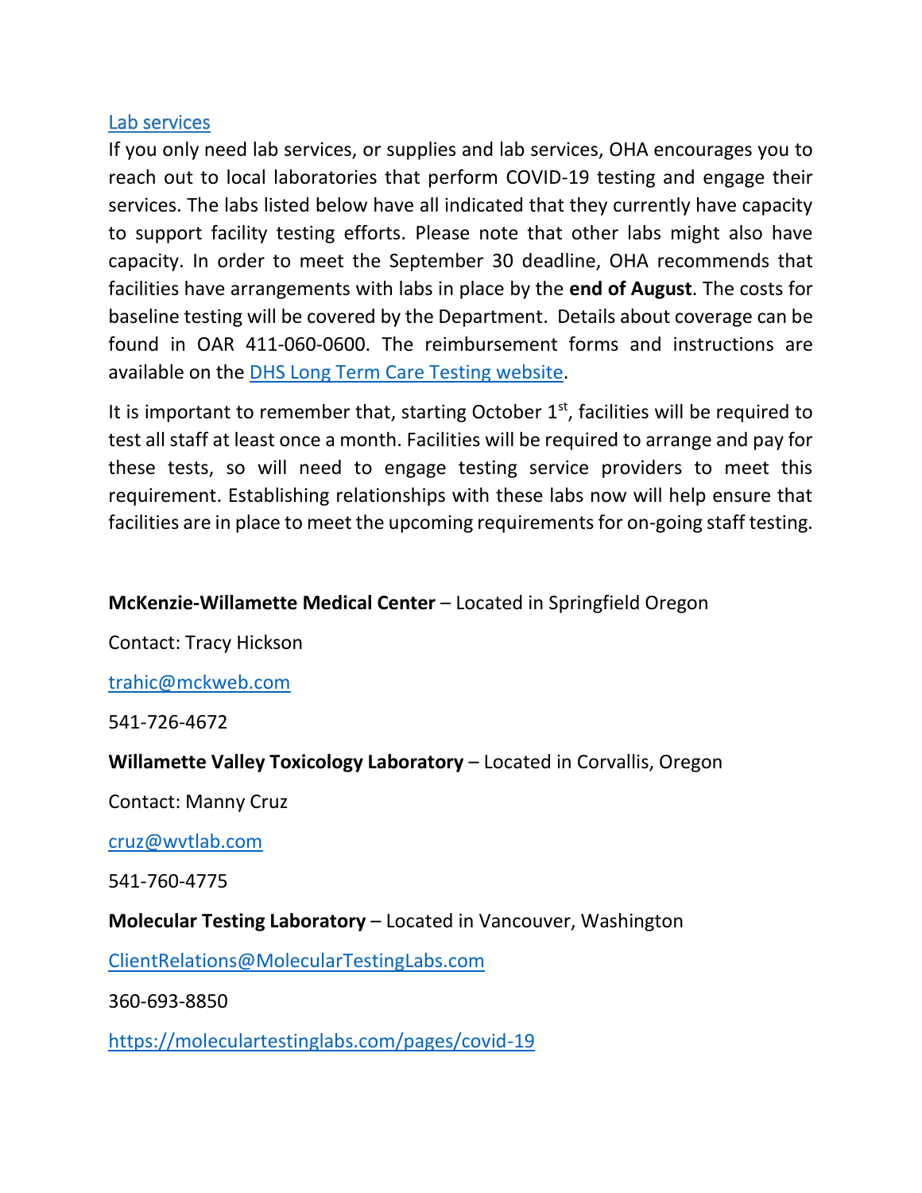[Lab services]

If you only need lab services, or supplies and lab services, OHA encourages you to reach out to local laboratories that perform COVID-19 testing and engage their services. The labs listed below have all indicated that they currently have capacity to support facility testing efforts. Please note that other labs might also have capacity. In order to meet the September 30 deadline, OHA recommends that facilities have arrangements with labs in place by the **end of August**. The costs for baseline testing will be covered by the Department. Details about coverage can be found in OAR 411-060-0600. The reimbursement forms and instructions are available on the [DHS Long Term Care Testing website].

It is important to remember that, starting October 1st, facilities will be required to test all staff at least once a month. Facilities will be required to arrange and pay for these tests, so will need to engage testing service providers to meet this requirement. Establishing relationships with these labs now will help ensure that facilities are in place to meet the upcoming requirements for on-going staff testing.

**McKenzie-Willamette Medical Center** – Located in Springfield Oregon

Contact: Tracy Hickson

trahic@mckweb.com

541-726-4672

**Willamette Valley Toxicology Laboratory** – Located in Corvallis, Oregon

Contact: Manny Cruz

cruz@wvtlab.com

541-760-4775

**Molecular Testing Laboratory** – Located in Vancouver, Washington

ClientRelations@MolecularTestingLabs.com

360-693-8850

https://moleculartestinglabs.com/pages/covid-19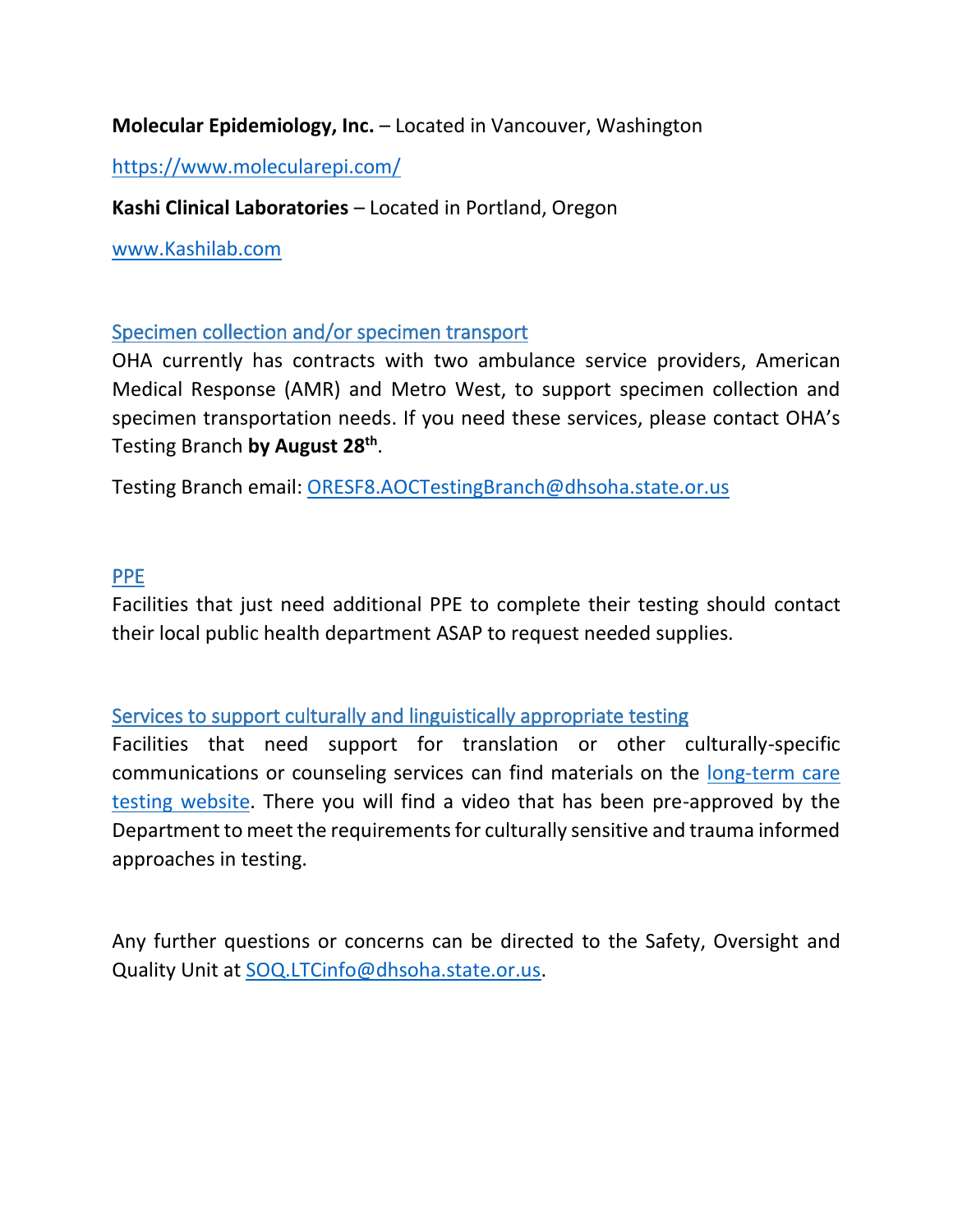**Molecular Epidemiology, Inc.** – Located in Vancouver, Washington

https://www.molecularepi.com/

**Kashi Clinical Laboratories** – Located in Portland, Oregon

www.Kashilab.com

## Specimen collection and/or specimen transport

OHA currently has contracts with two ambulance service providers, American Medical Response (AMR) and Metro West, to support specimen collection and specimen transportation needs. If you need these services, please contact OHA's Testing Branch **by August 28th**.

Testing Branch email: ORESF8.AOCTestingBranch@dhsoha.state.or.us

## PPE

Facilities that just need additional PPE to complete their testing should contact their local public health department ASAP to request needed supplies.

## Services to support culturally and linguistically appropriate testing

Facilities that need support for translation or other culturally-specific communications or counseling services can find materials on the long-term care testing website. There you will find a video that has been pre-approved by the Department to meet the requirements for culturally sensitive and trauma informed approaches in testing.

Any further questions or concerns can be directed to the Safety, Oversight and Quality Unit at SOQ.LTCinfo@dhsoha.state.or.us.